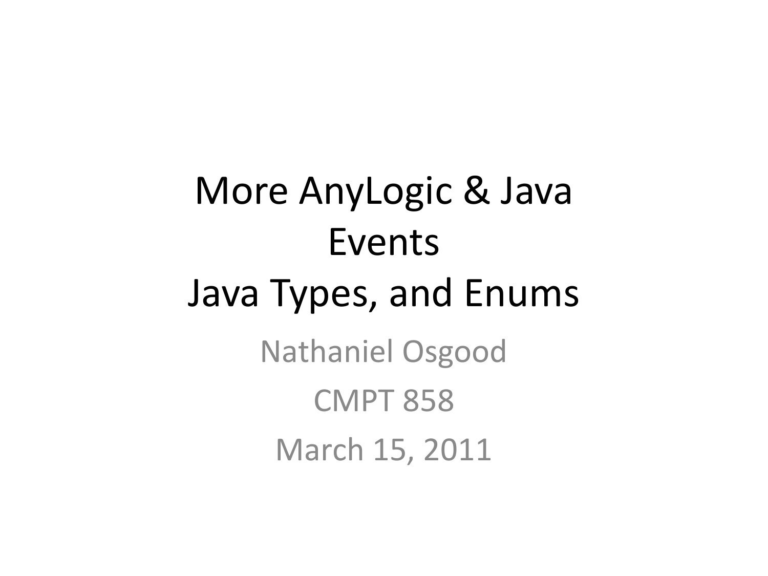# More AnyLogic & Java Events Java Types, and Enums

Nathaniel Osgood

CMPT 858

March 15, 2011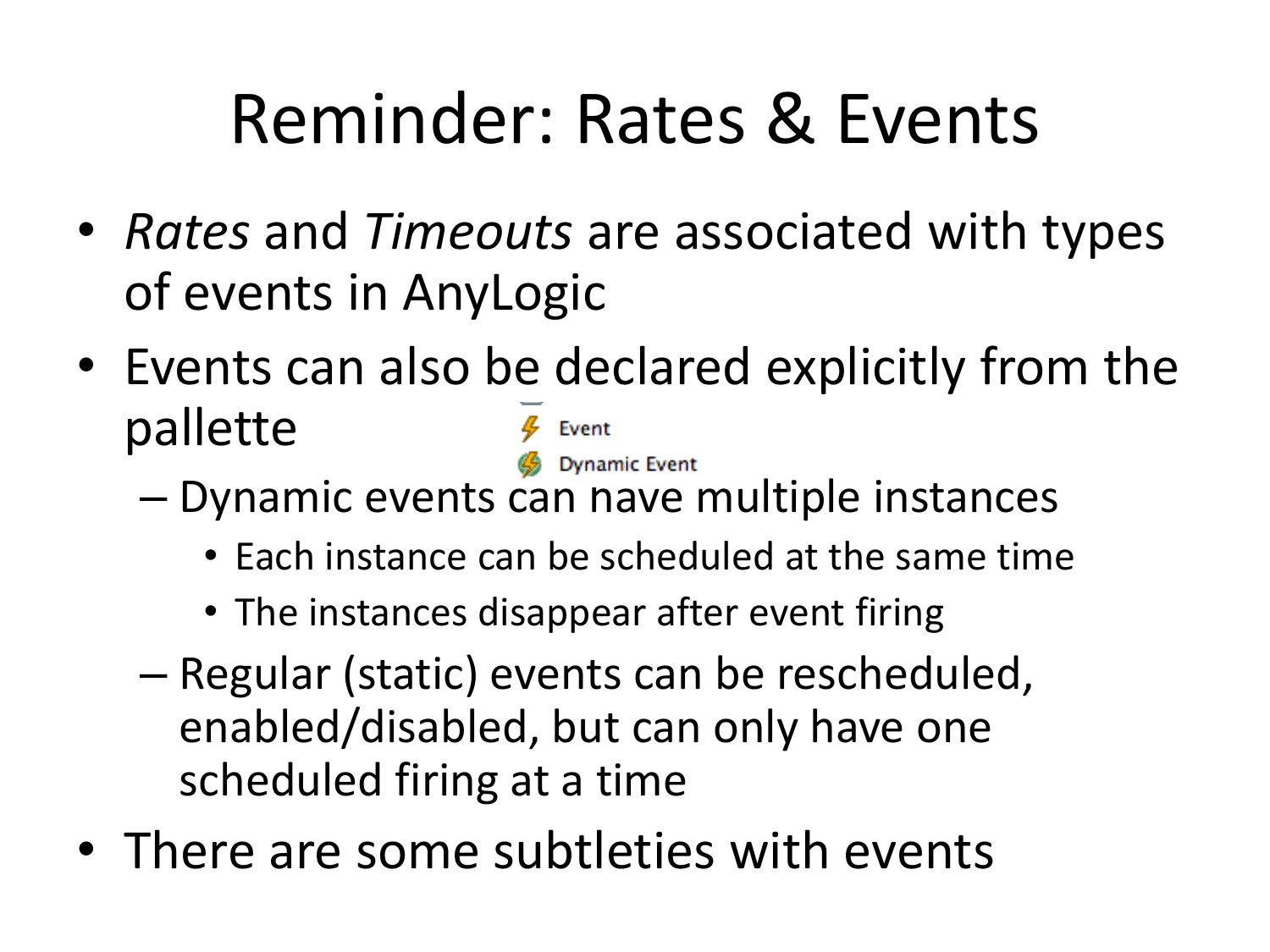# Reminder: Rates & Events

- *Rates* and *Timeouts* are associated with types of events in AnyLogic
- Events can also be declared explicitly from the pallette
  Event
  Dynamic Event
  - Dynamic events can have multiple instances
    - Each instance can be scheduled at the same time
    - The instances disappear after event firing
  - Regular (static) events can be rescheduled, enabled/disabled, but can only have one scheduled firing at a time
- There are some subtleties with events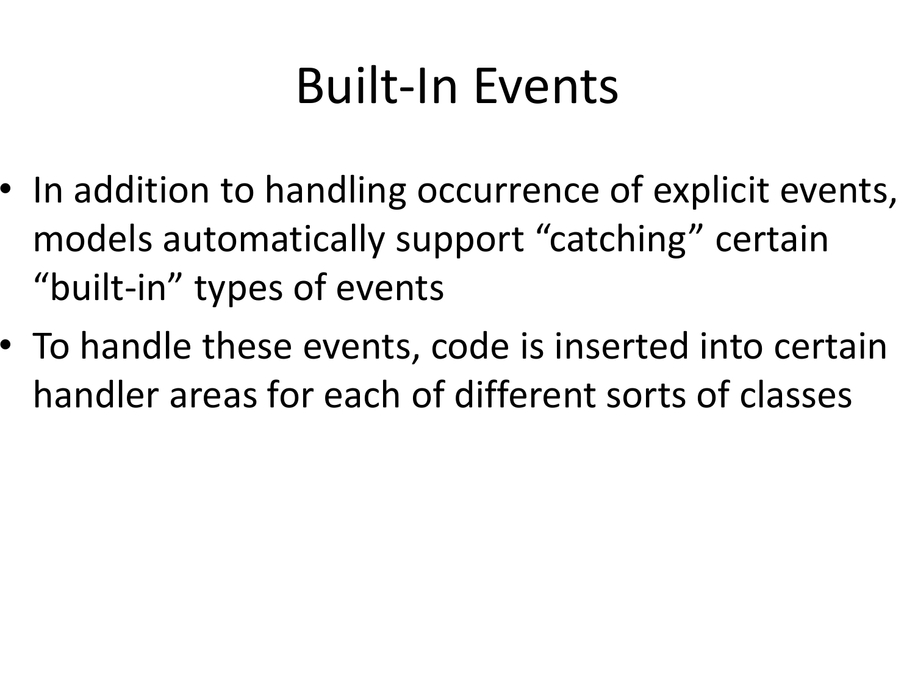# Built-In Events

- In addition to handling occurrence of explicit events, models automatically support "catching" certain "built-in" types of events
- To handle these events, code is inserted into certain handler areas for each of different sorts of classes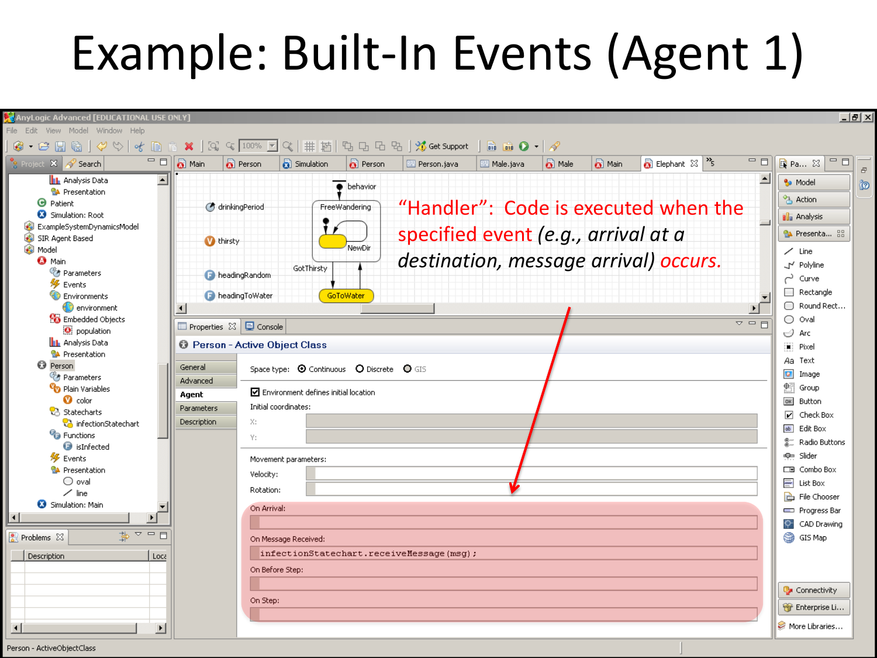# Example: Built-In Events (Agent 1)

"Handler": Code is executed when the specified event *(e.g., arrival at a destination, message arrival)* occurs.

**Person - Active Object Class**

Space type: Continuous / Discrete / GIS

Environment defines initial location

Initial coordinates:

X:

Y:

Movement parameters:

Velocity:

Rotation:

On Arrival:

On Message Received:

```
infectionStatechart.receiveMessage(msg);
```

On Before Step:

On Step: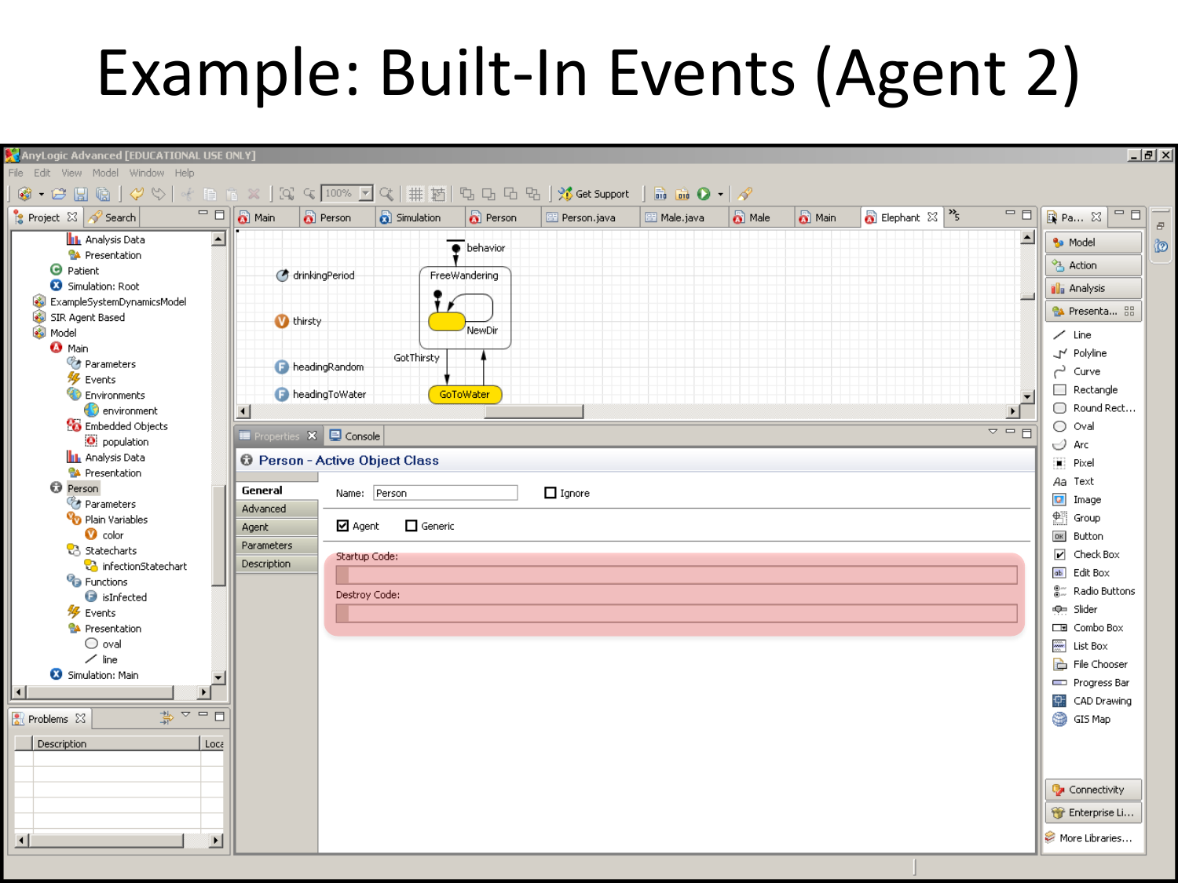# Example: Built-In Events (Agent 2)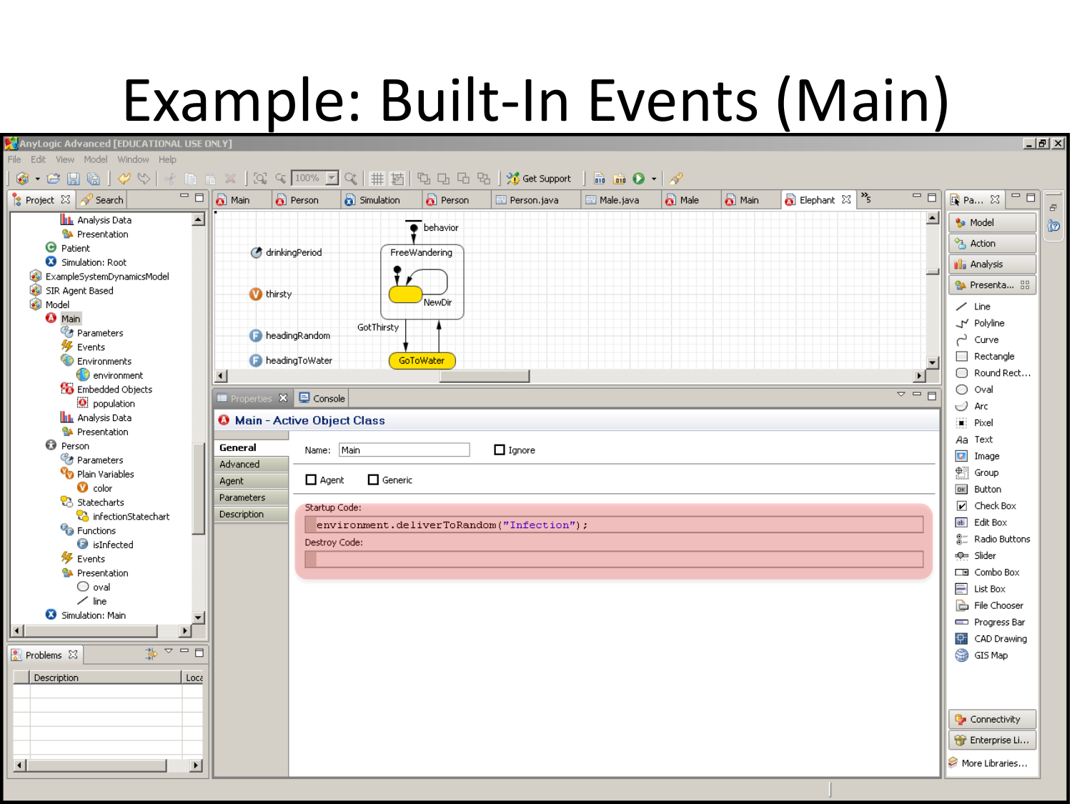# Example: Built-In Events (Main)

AnyLogic Advanced [EDUCATIONAL USE ONLY]

File Edit View Model Window Help

Project | Search

- Analysis Data
- Presentation
- Patient
- Simulation: Root
- ExampleSystemDynamicsModel
- SIR Agent Based
- Model
  - Main
    - Parameters
    - Events
    - Environments
      - environment
    - Embedded Objects
      - population
    - Analysis Data
    - Presentation
  - Person
    - Parameters
    - Plain Variables
      - color
    - Statecharts
      - infectionStatechart
    - Functions
      - isInfected
    - Events
    - Presentation
      - oval
      - line
  - Simulation: Main

Tabs: Main | Person | Simulation | Person | Person.java | Male.java | Male | Main | Elephant

Diagram: behavior, drinkingPeriod, thirsty, headingRandom, headingToWater, FreeWandering, NewDir, GotThirsty, GoToWater

Properties | Console

**Main - Active Object Class**

General | Advanced | Agent | Parameters | Description

Name: Main ☐ Ignore

☐ Agent ☐ Generic

Startup Code:

```
environment.deliverToRandom("Infection");
```

Destroy Code:

Palette: Model, Action, Analysis, Presentation, Line, Polyline, Curve, Rectangle, Round Rect..., Oval, Arc, Pixel, Text, Image, Group, Button, Check Box, Edit Box, Radio Buttons, Slider, Combo Box, List Box, File Chooser, Progress Bar, CAD Drawing, GIS Map, Connectivity, Enterprise Li..., More Libraries...

Problems | Description | Loca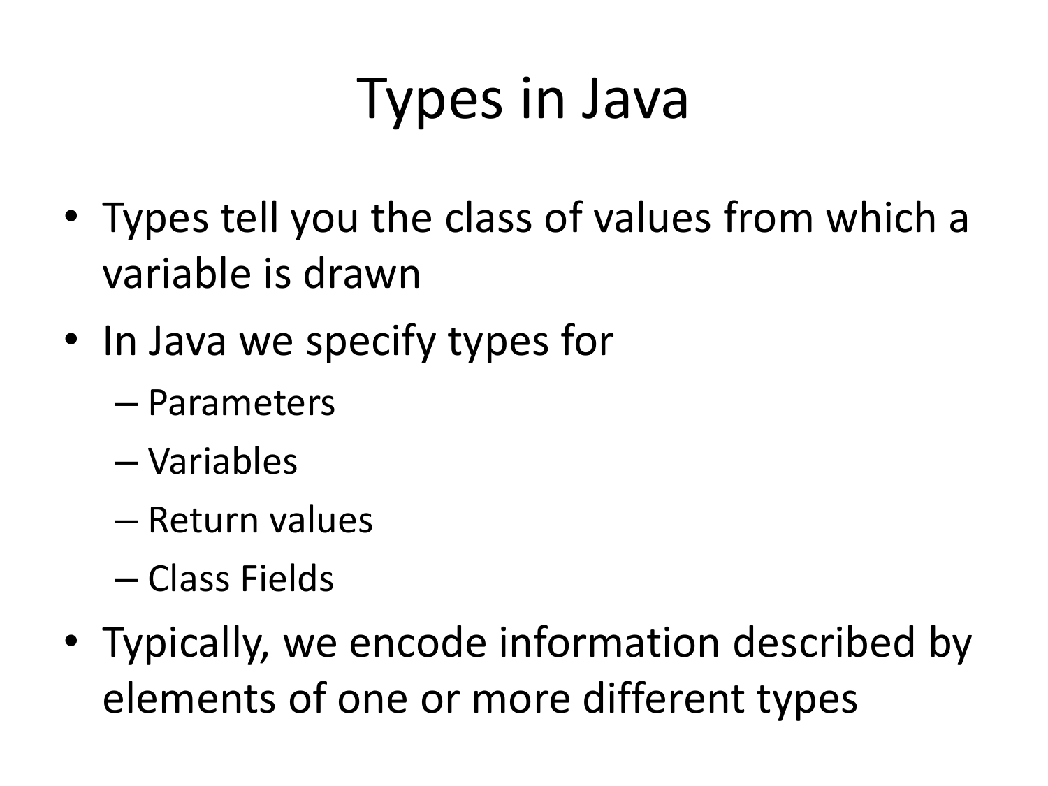# Types in Java

- Types tell you the class of values from which a variable is drawn
- In Java we specify types for
  - Parameters
  - Variables
  - Return values
  - Class Fields
- Typically, we encode information described by elements of one or more different types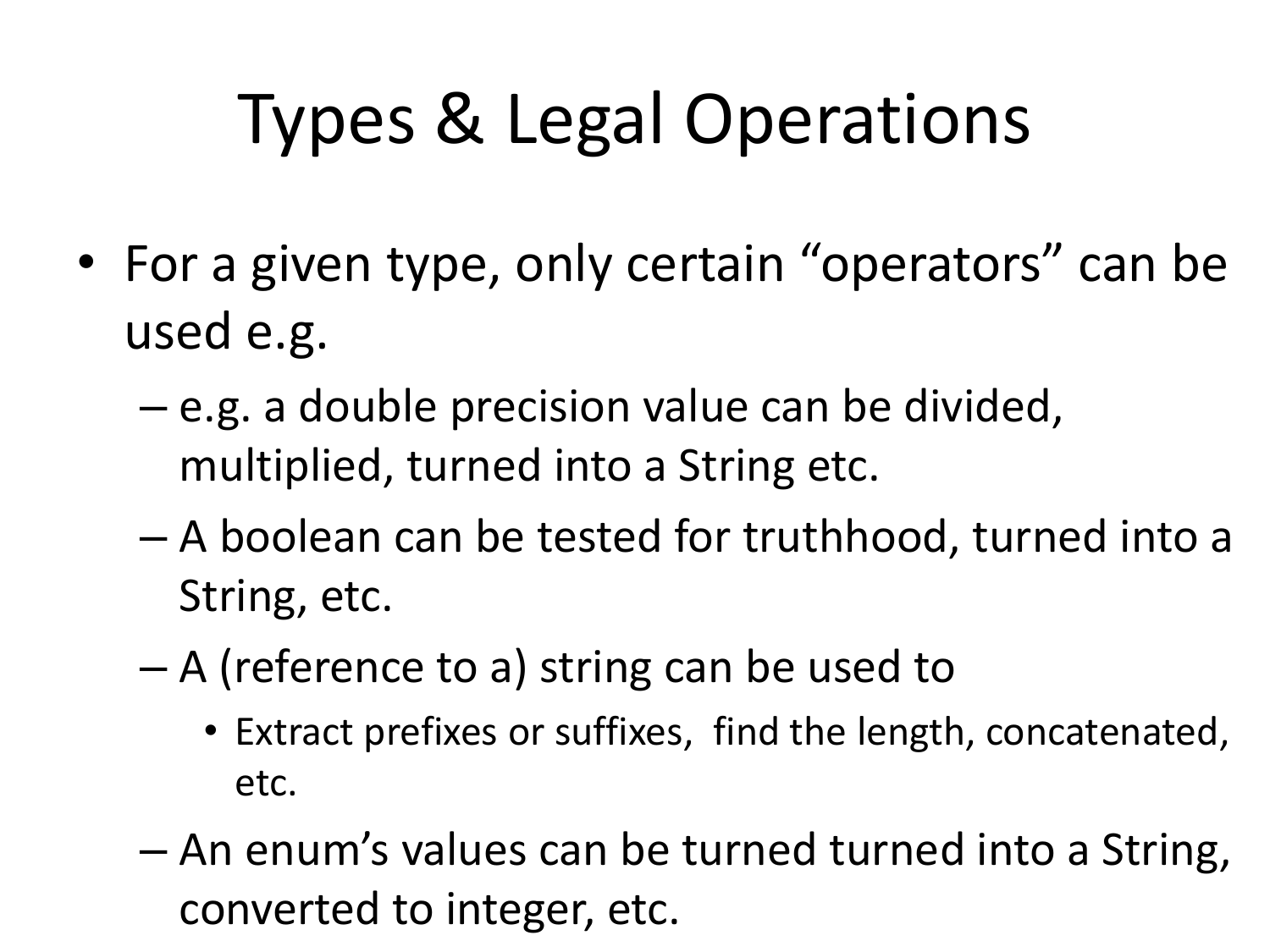# Types & Legal Operations

- For a given type, only certain "operators" can be used e.g.
  - e.g. a double precision value can be divided, multiplied, turned into a String etc.
  - A boolean can be tested for truthhood, turned into a String, etc.
  - A (reference to a) string can be used to
    - Extract prefixes or suffixes, find the length, concatenated, etc.
  - An enum's values can be turned turned into a String, converted to integer, etc.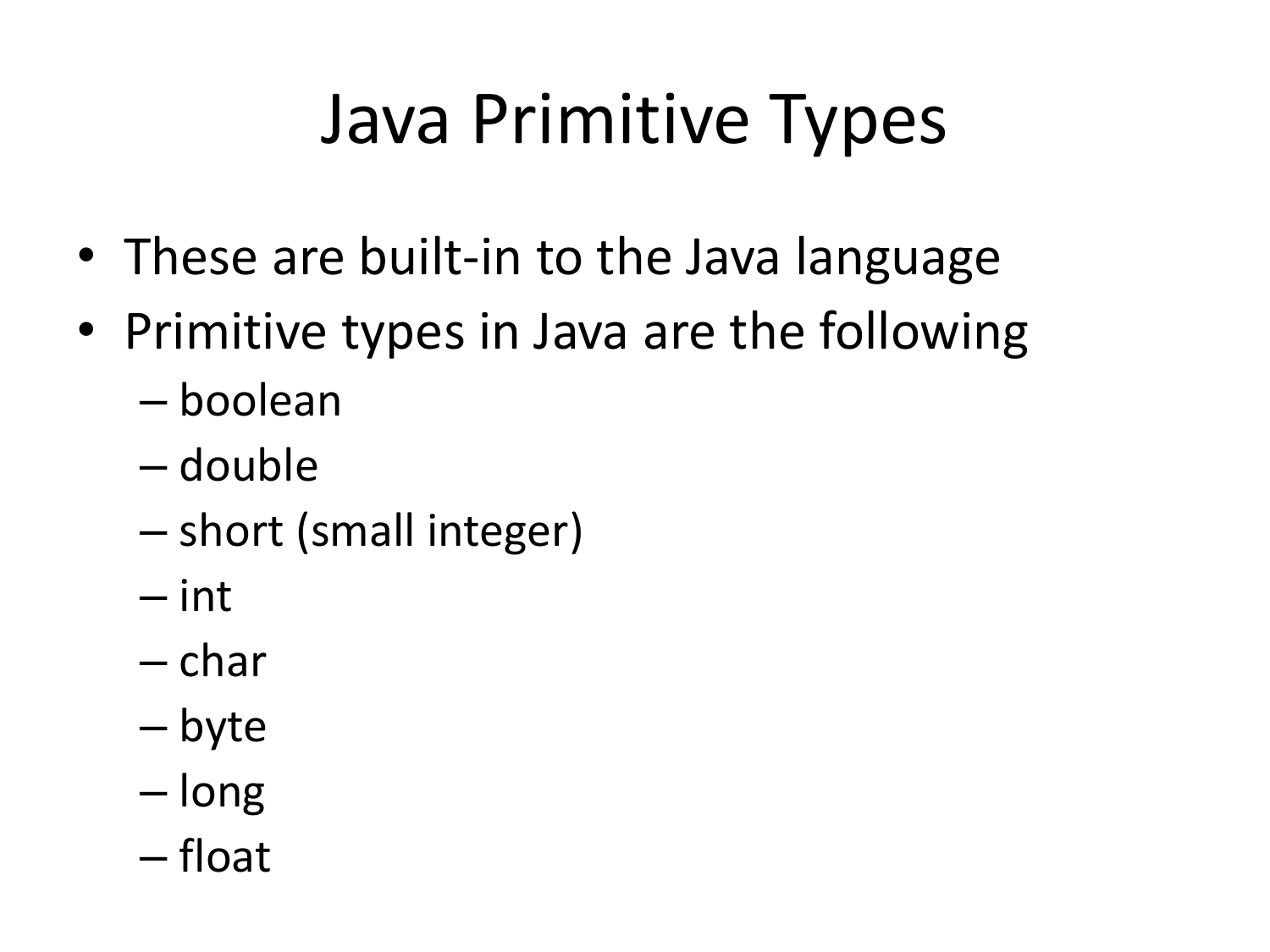# Java Primitive Types

- These are built-in to the Java language
- Primitive types in Java are the following
  - boolean
  - double
  - short (small integer)
  - int
  - char
  - byte
  - long
  - float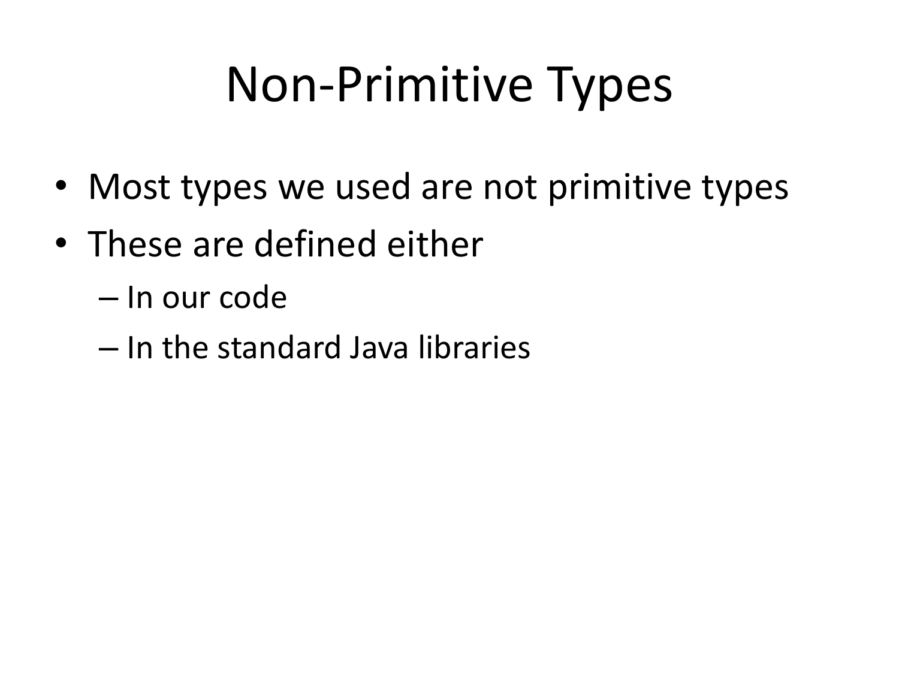# Non-Primitive Types

- Most types we used are not primitive types
- These are defined either
  - In our code
  - In the standard Java libraries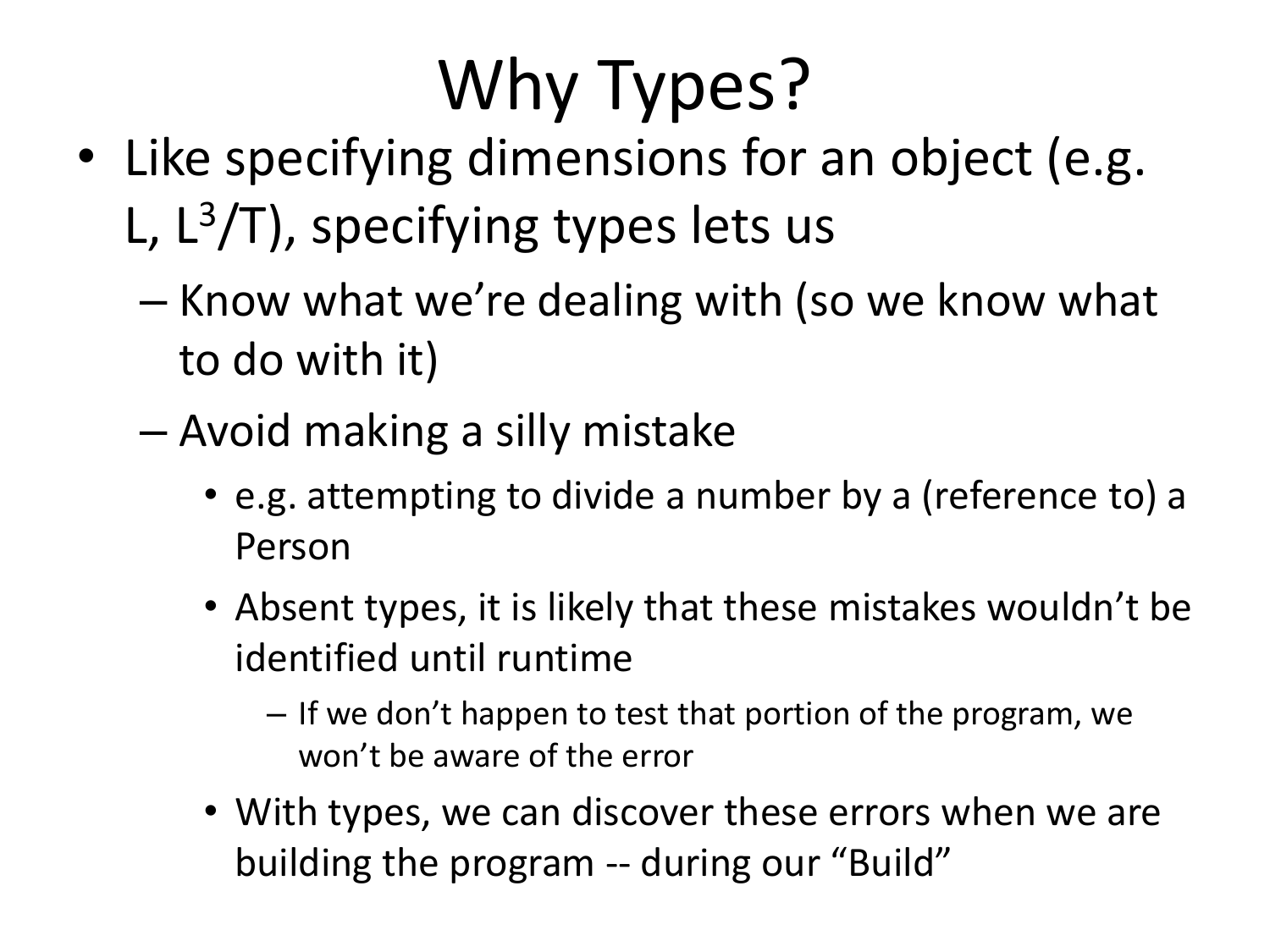# Why Types?

- Like specifying dimensions for an object (e.g. L, $L^3/T$), specifying types lets us
  - Know what we're dealing with (so we know what to do with it)
  - Avoid making a silly mistake
    - e.g. attempting to divide a number by a (reference to) a Person
    - Absent types, it is likely that these mistakes wouldn't be identified until runtime
      - If we don't happen to test that portion of the program, we won't be aware of the error
    - With types, we can discover these errors when we are building the program -- during our "Build"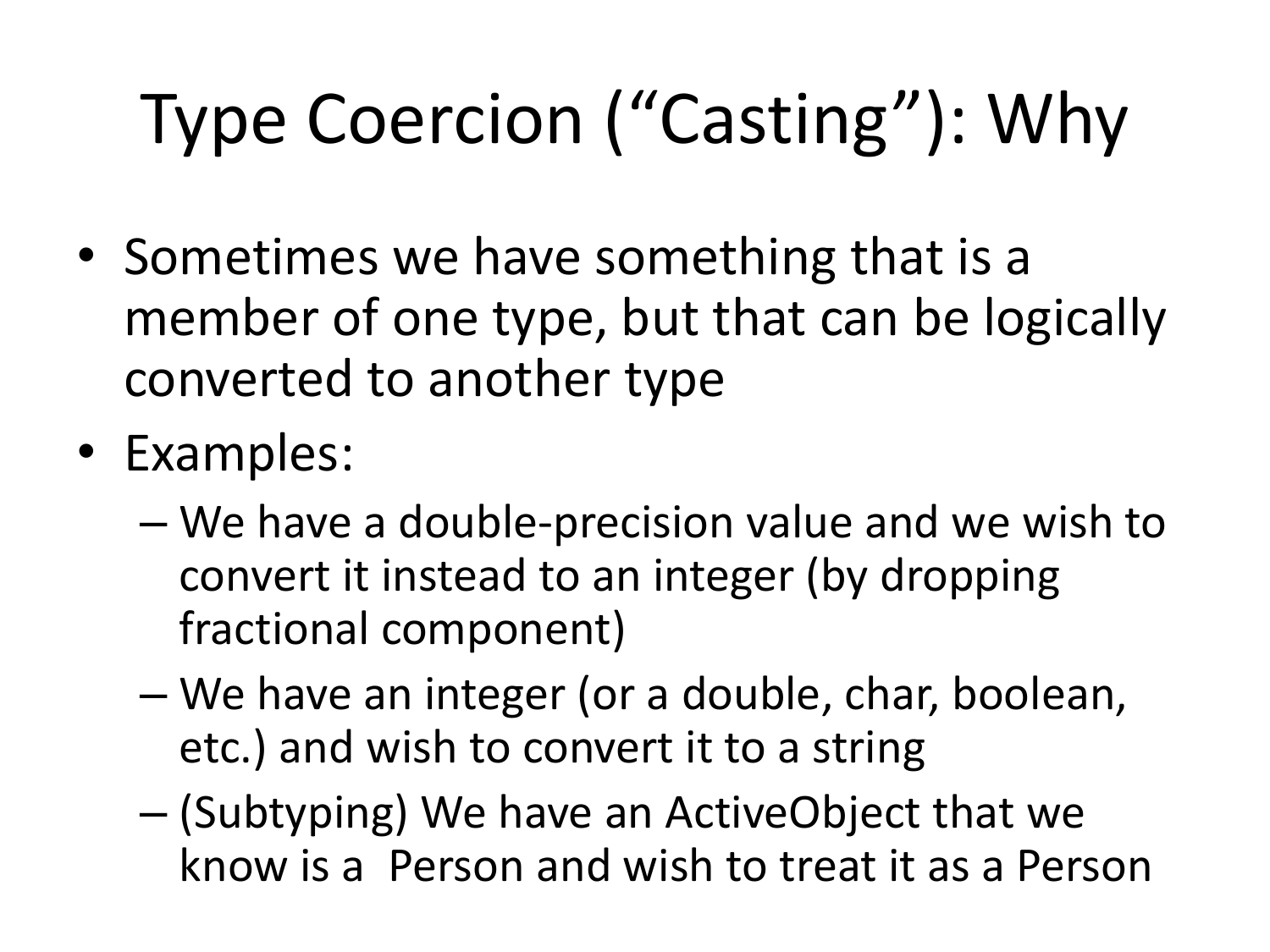# Type Coercion (“Casting”): Why

- Sometimes we have something that is a member of one type, but that can be logically converted to another type
- Examples:
  - We have a double-precision value and we wish to convert it instead to an integer (by dropping fractional component)
  - We have an integer (or a double, char, boolean, etc.) and wish to convert it to a string
  - (Subtyping) We have an ActiveObject that we know is a Person and wish to treat it as a Person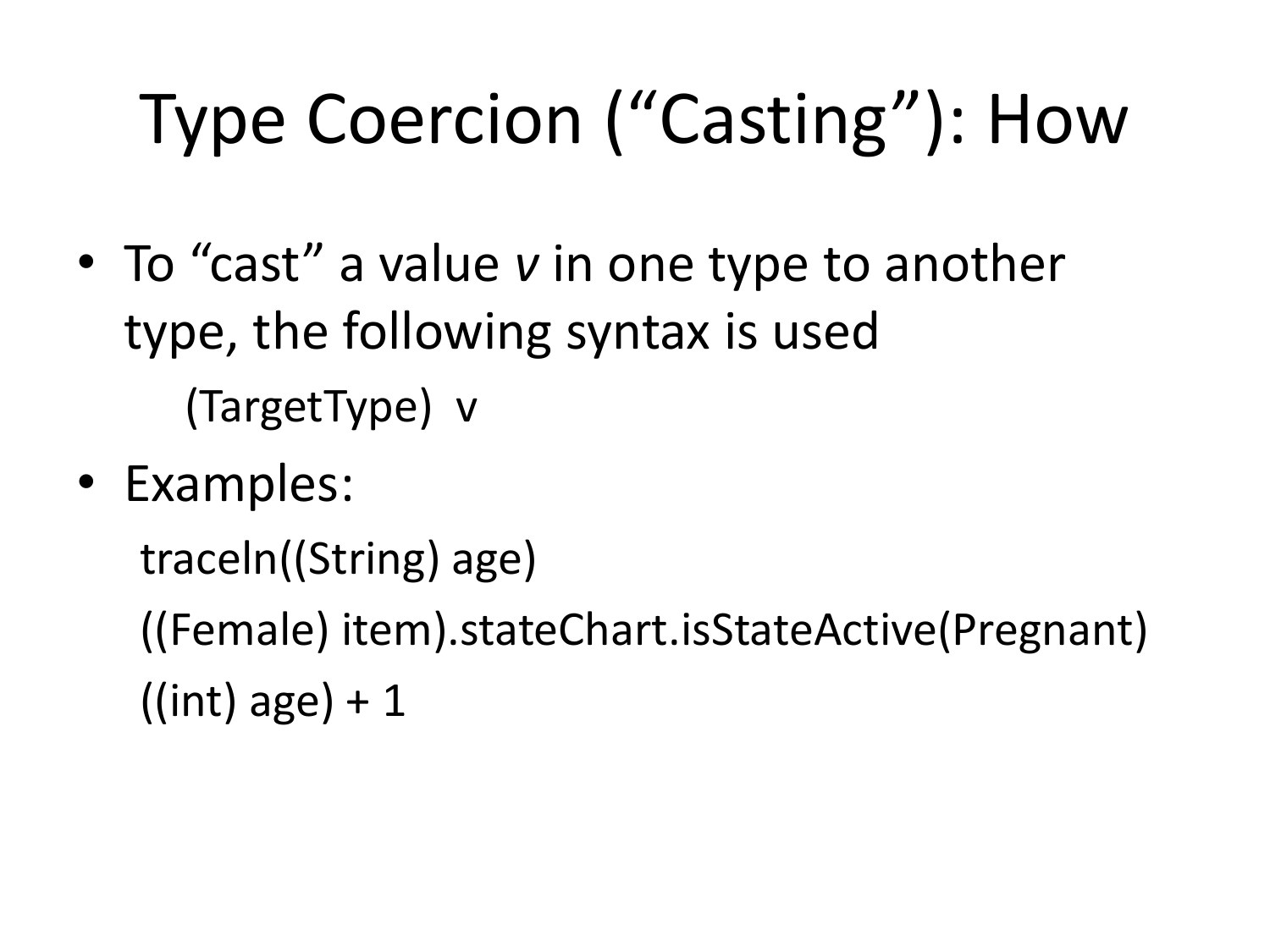# Type Coercion ("Casting"): How

- To "cast" a value *v* in one type to another type, the following syntax is used

```
(TargetType)  v
```

- Examples:

```
traceln((String) age)
((Female) item).stateChart.isStateActive(Pregnant)
((int) age) + 1
```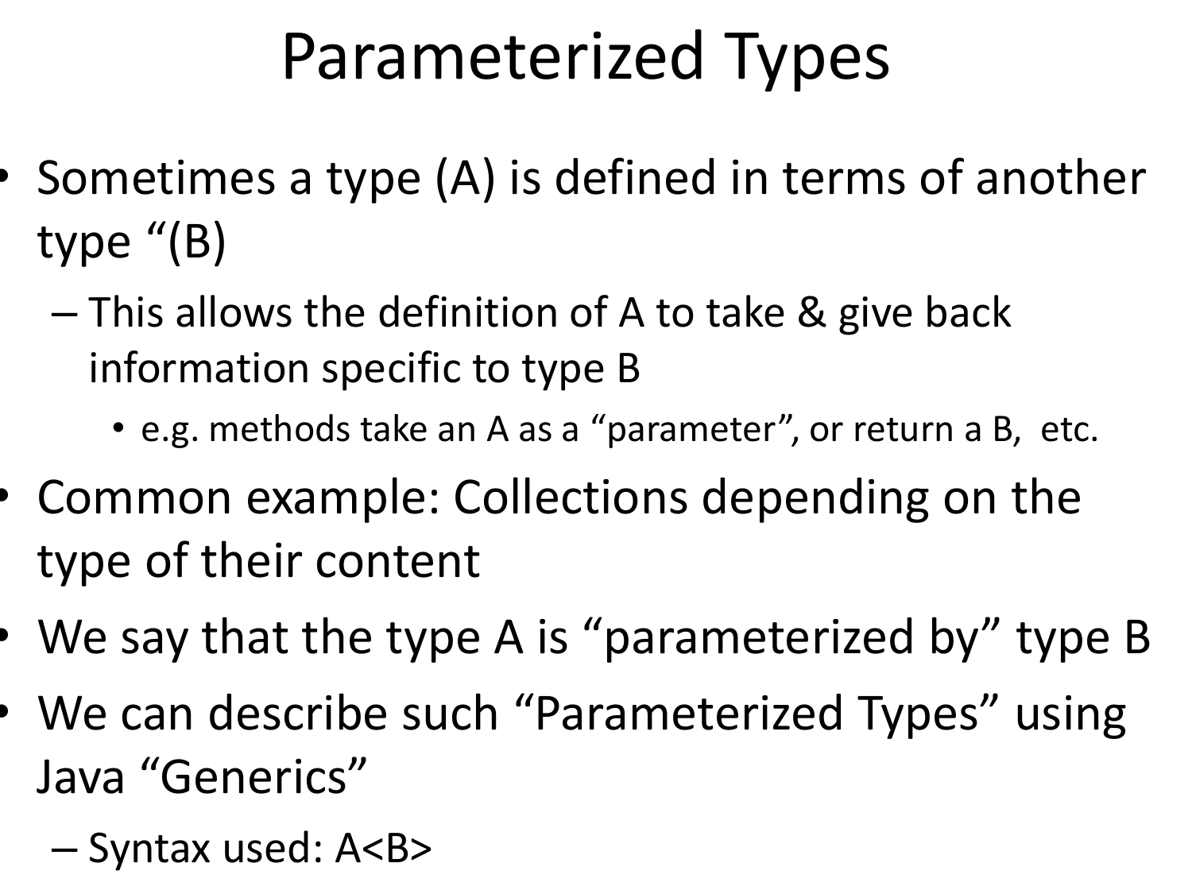# Parameterized Types

- Sometimes a type (A) is defined in terms of another type "(B)
  - This allows the definition of A to take & give back information specific to type B
    - e.g. methods take an A as a "parameter", or return a B, etc.
- Common example: Collections depending on the type of their content
- We say that the type A is "parameterized by" type B
- We can describe such "Parameterized Types" using Java "Generics"
  - Syntax used: A<B>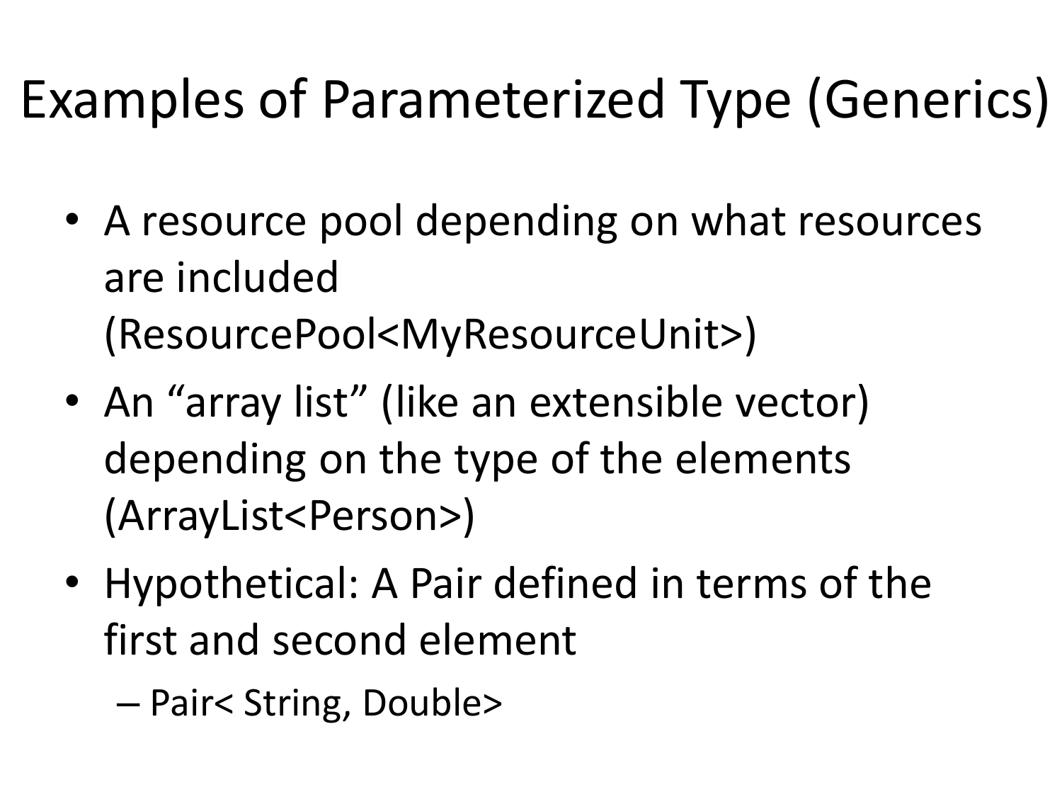# Examples of Parameterized Type (Generics)

- A resource pool depending on what resources are included (ResourcePool<MyResourceUnit>)
- An “array list” (like an extensible vector) depending on the type of the elements (ArrayList<Person>)
- Hypothetical: A Pair defined in terms of the first and second element
  - Pair< String, Double>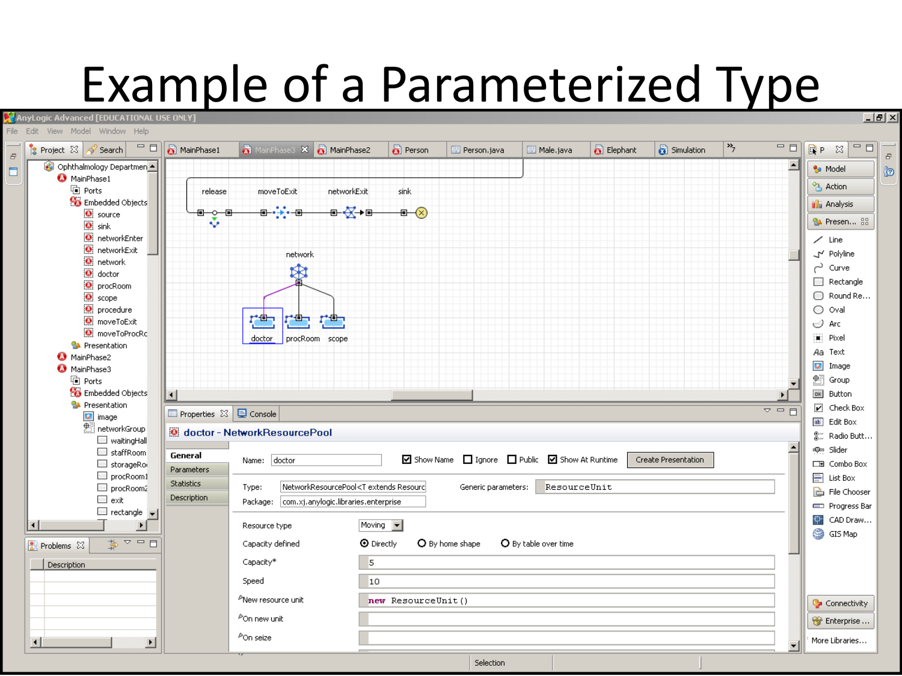# Example of a Parameterized Type

AnyLogic Advanced [EDUCATIONAL USE ONLY]

File Edit View Model Window Help

Project | Search

- Ophthalmology Departmen
  - MainPhase1
    - Ports
    - Embedded Objects
      - source
      - sink
      - networkEnter
      - networkExit
      - network
      - doctor
      - procRoom
      - scope
      - procedure
      - moveToExit
      - moveToProcRc
    - Presentation
  - MainPhase2
  - MainPhase3
    - Ports
    - Embedded Objects
    - Presentation
      - image
      - networkGroup
        - waitingHall
        - staffRoom
        - storageRo
        - procRoom1
        - procRoom2
        - exit
        - rectangle

Problems

Description

MainPhase1 | MainPhase3 | MainPhase2 | Person | Person.java | Male.java | Elephant | Simulation

release moveToExit networkExit sink

network

doctor procRoom scope

Properties | Console

**doctor - NetworkResourcePool**

| General | |
|---|---|
| Parameters | |
| Statistics | |
| Description | |

Name: doctor ☑ Show Name ☐ Ignore ☐ Public ☑ Show At Runtime [Create Presentation]

Type: NetworkResourcePool<T extends Resourc Generic parameters: ResourceUnit

Package: com.xj.anylogic.libraries.enterprise

| | |
|---|---|
| Resource type | Moving |
| Capacity defined | ◉ Directly ○ By home shape ○ By table over time |
| Capacity* | 5 |
| Speed | 10 |
| New resource unit | `new ResourceUnit()` |
| On new unit | |
| On seize | |

Model | Action | Analysis | Presen...

Line, Polyline, Curve, Rectangle, Round Re..., Oval, Arc, Pixel, Text, Image, Group, Button, Check Box, Edit Box, Radio Butt..., Slider, Combo Box, List Box, File Chooser, Progress Bar, CAD Draw..., GIS Map

Connectivity | Enterprise ... | More Libraries...

Selection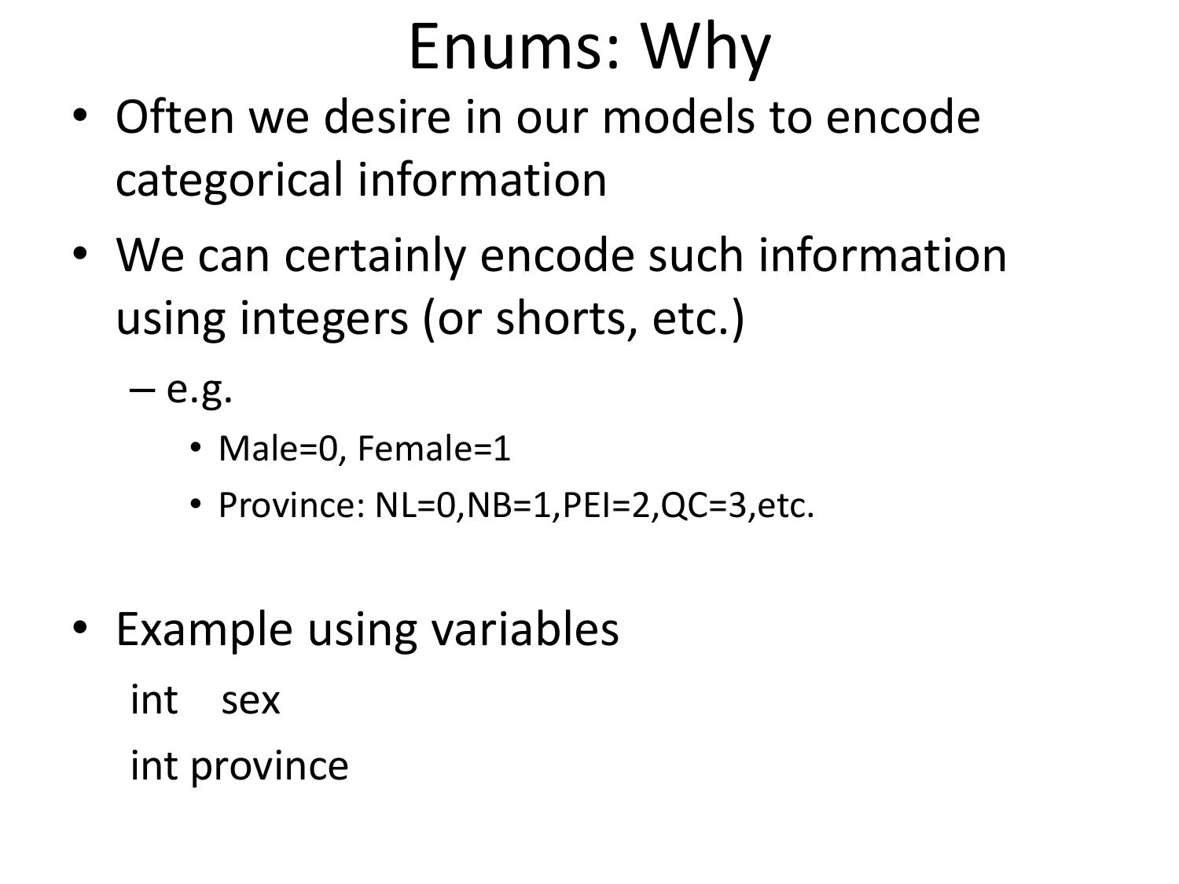# Enums: Why

- Often we desire in our models to encode categorical information
- We can certainly encode such information using integers (or shorts, etc.)
  - e.g.
    - Male=0, Female=1
    - Province: NL=0,NB=1,PEI=2,QC=3,etc.

- Example using variables

```
int    sex
int province
```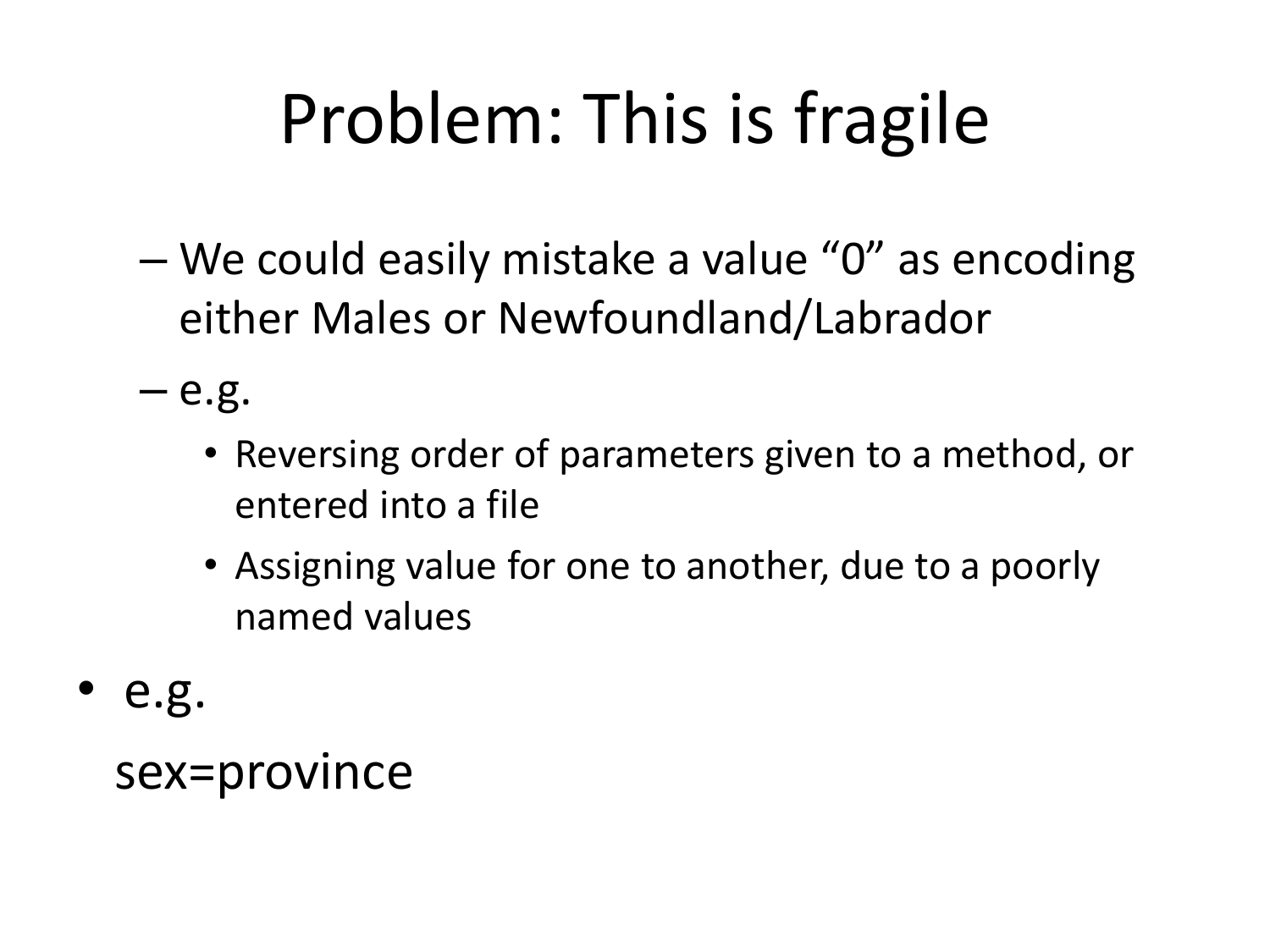# Problem: This is fragile

- We could easily mistake a value “0” as encoding either Males or Newfoundland/Labrador
- e.g.
  - Reversing order of parameters given to a method, or entered into a file
  - Assigning value for one to another, due to a poorly named values

- e.g.

  sex=province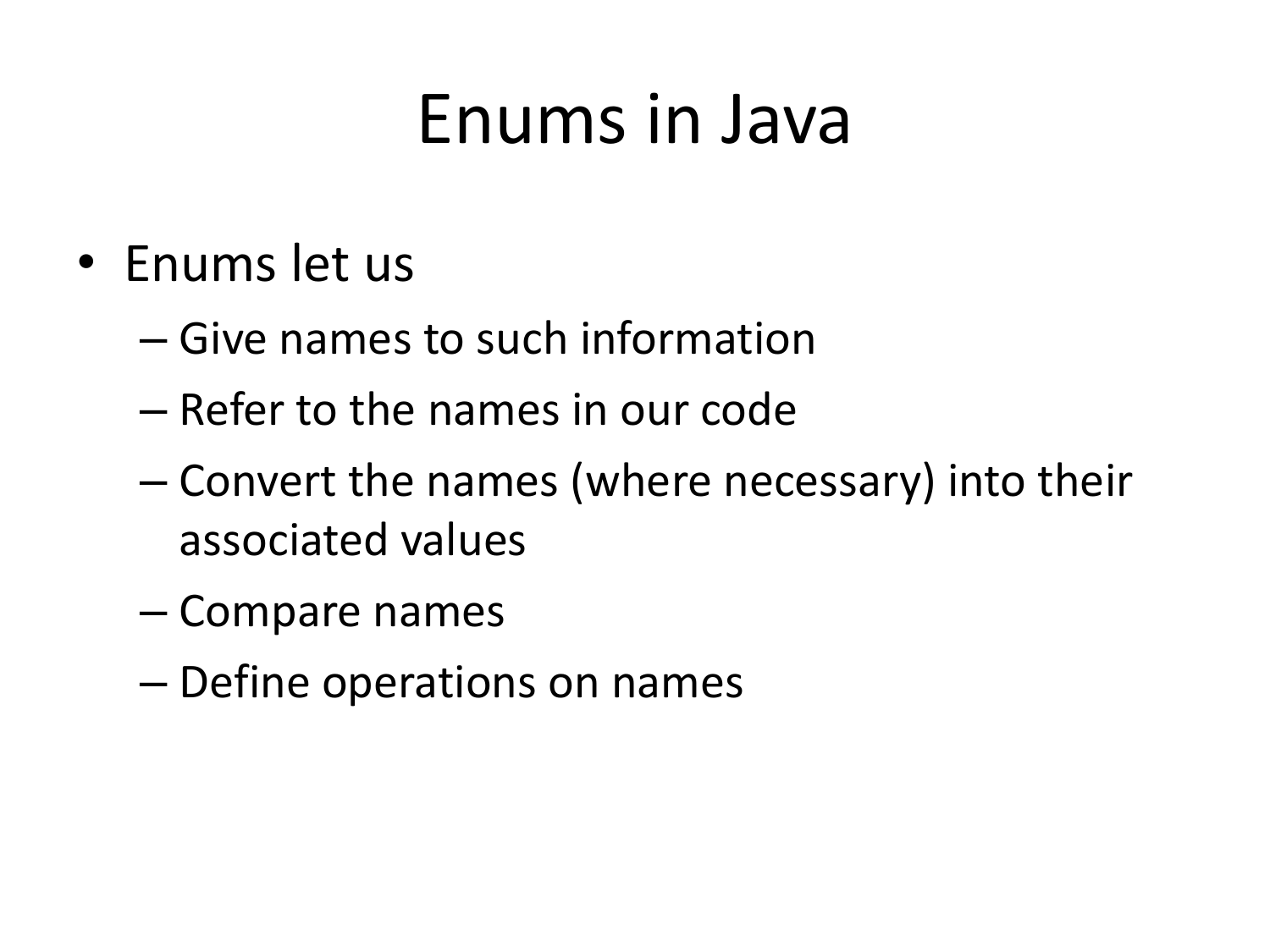# Enums in Java

- Enums let us
  - Give names to such information
  - Refer to the names in our code
  - Convert the names (where necessary) into their associated values
  - Compare names
  - Define operations on names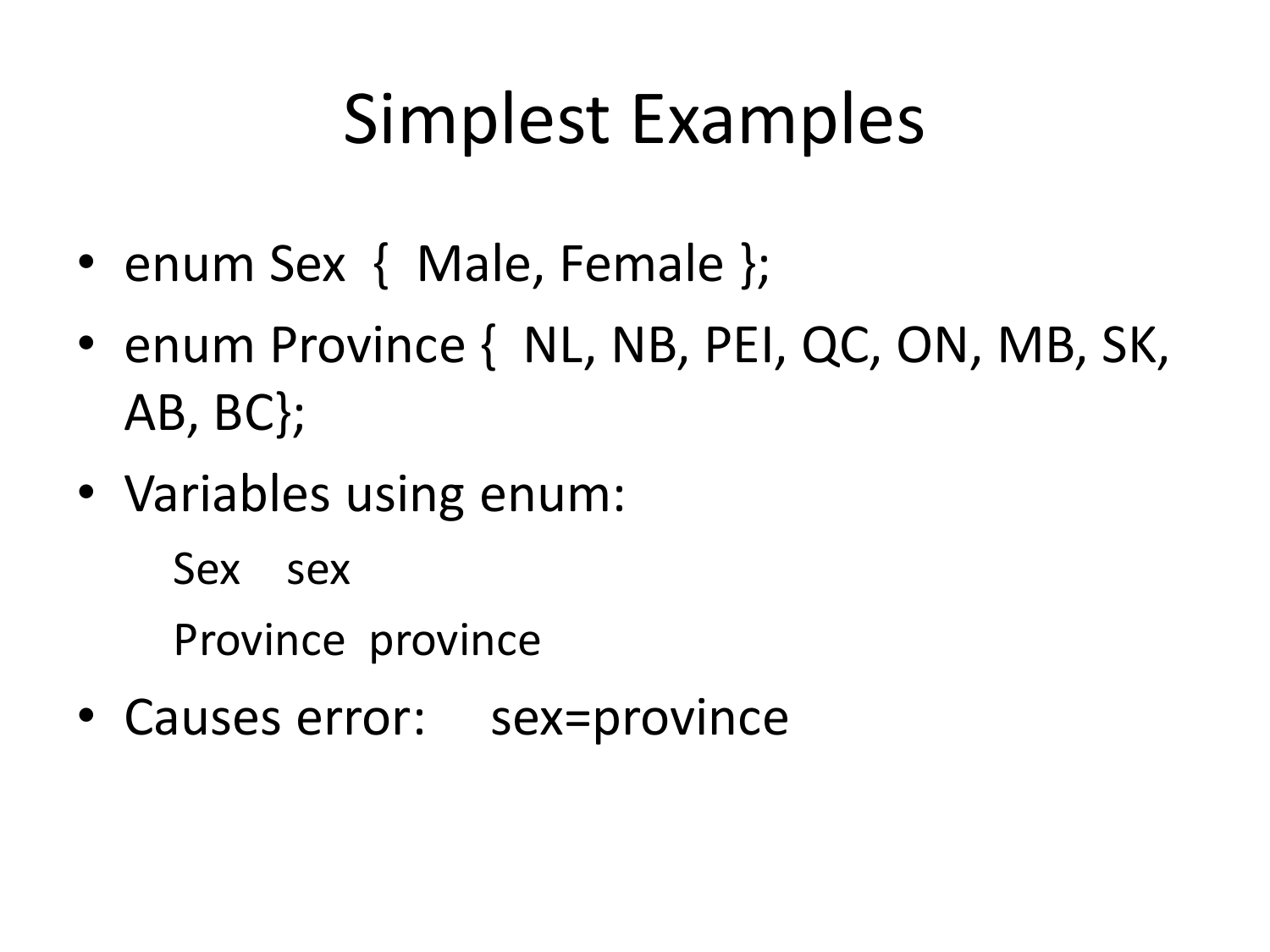# Simplest Examples

- enum Sex { Male, Female };
- enum Province { NL, NB, PEI, QC, ON, MB, SK, AB, BC};
- Variables using enum:

  Sex sex

  Province province

- Causes error: sex=province